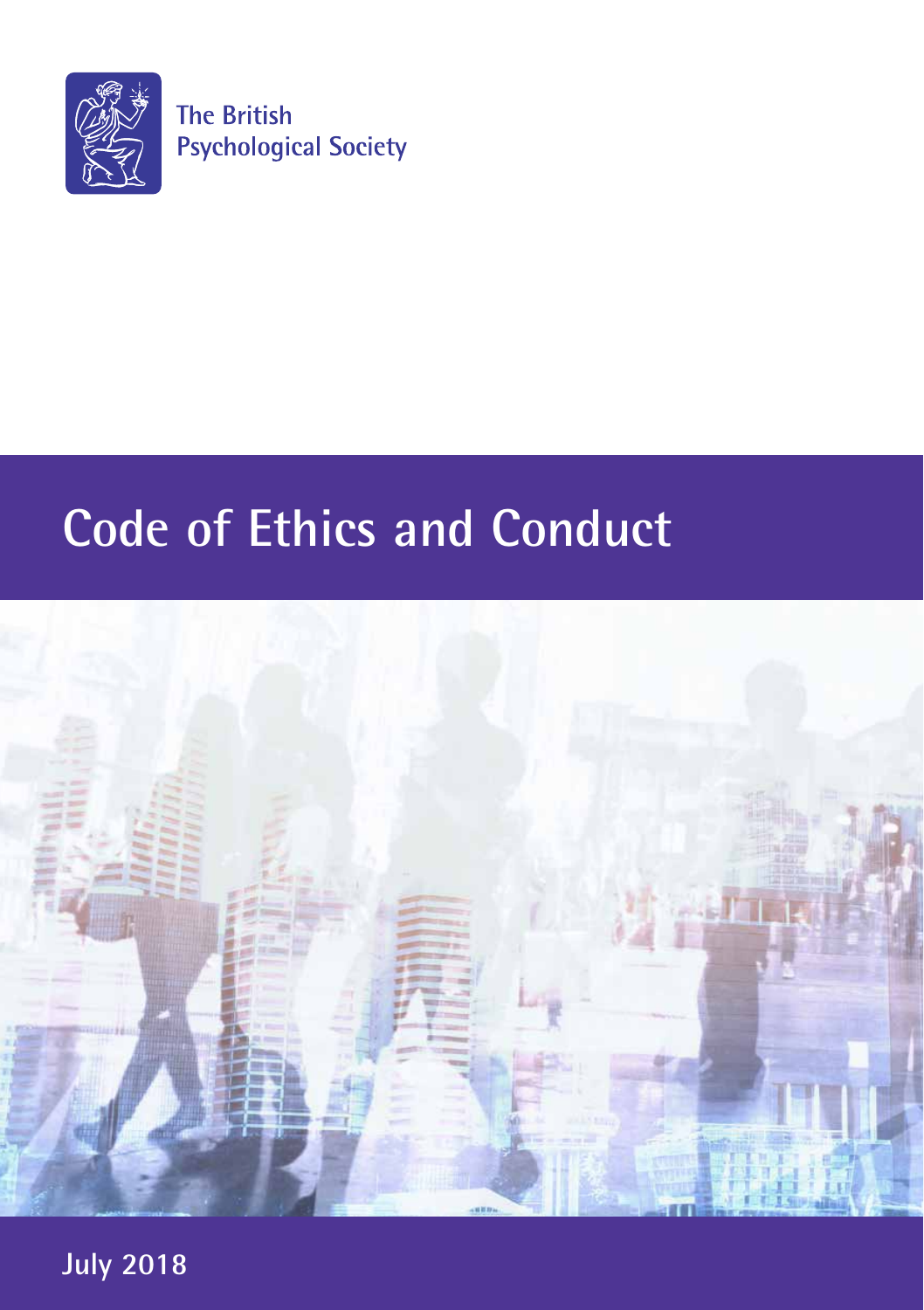The British Psychological Society

# Code of Ethics and Conduct

July 2018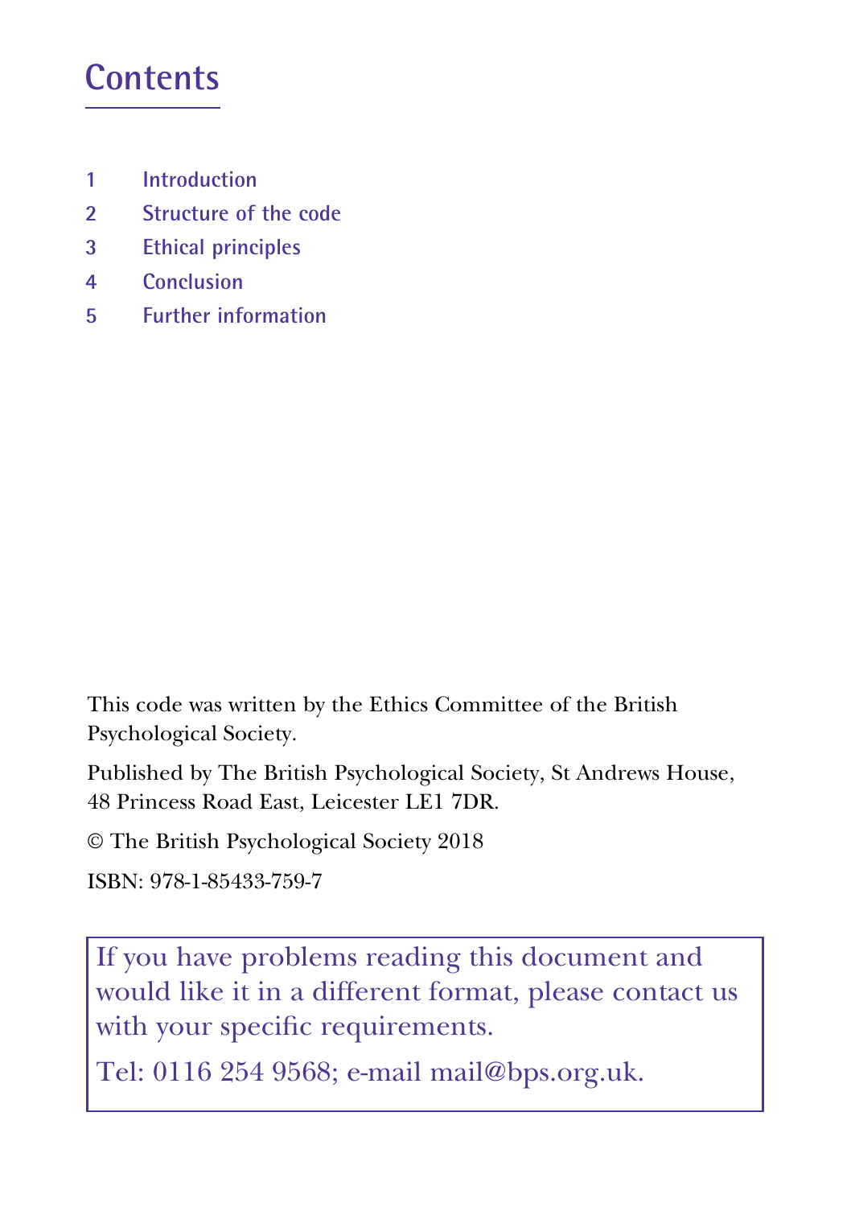# Contents

1. Introduction
2. Structure of the code
3. Ethical principles
4. Conclusion
5. Further information

This code was written by the Ethics Committee of the British Psychological Society.

Published by The British Psychological Society, St Andrews House, 48 Princess Road East, Leicester LE1 7DR.

© The British Psychological Society 2018

ISBN: 978-1-85433-759-7

If you have problems reading this document and would like it in a different format, please contact us with your specific requirements.

Tel: 0116 254 9568; e-mail mail@bps.org.uk.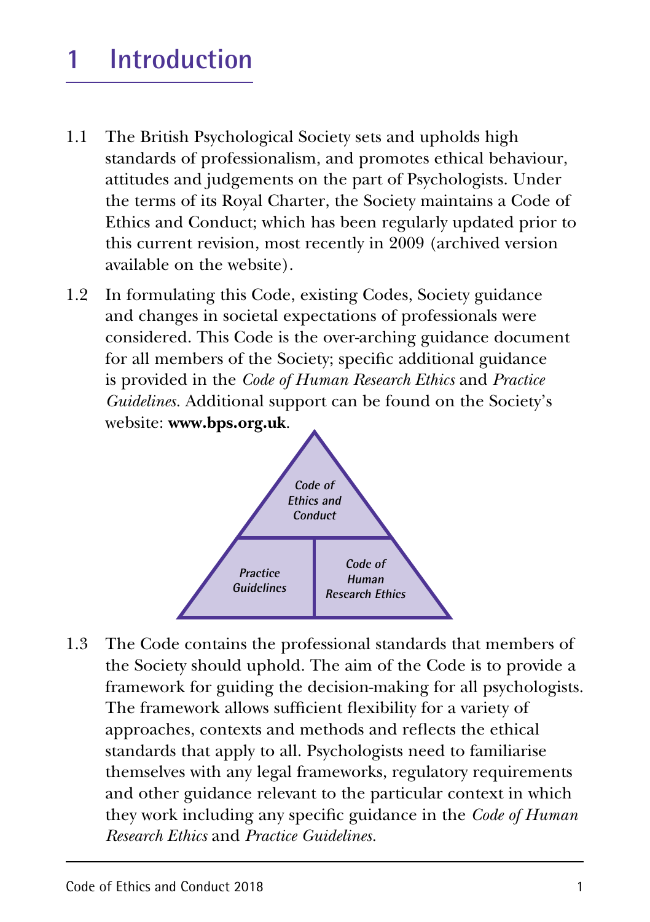# 1 Introduction

1.1 The British Psychological Society sets and upholds high standards of professionalism, and promotes ethical behaviour, attitudes and judgements on the part of Psychologists. Under the terms of its Royal Charter, the Society maintains a Code of Ethics and Conduct; which has been regularly updated prior to this current revision, most recently in 2009 (archived version available on the website).

1.2 In formulating this Code, existing Codes, Society guidance and changes in societal expectations of professionals were considered. This Code is the over-arching guidance document for all members of the Society; specific additional guidance is provided in the *Code of Human Research Ethics* and *Practice Guidelines*. Additional support can be found on the Society's website: **www.bps.org.uk**.

*Code of Ethics and Conduct*

*Practice Guidelines* | *Code of Human Research Ethics*

1.3 The Code contains the professional standards that members of the Society should uphold. The aim of the Code is to provide a framework for guiding the decision-making for all psychologists. The framework allows sufficient flexibility for a variety of approaches, contexts and methods and reflects the ethical standards that apply to all. Psychologists need to familiarise themselves with any legal frameworks, regulatory requirements and other guidance relevant to the particular context in which they work including any specific guidance in the *Code of Human Research Ethics* and *Practice Guidelines*.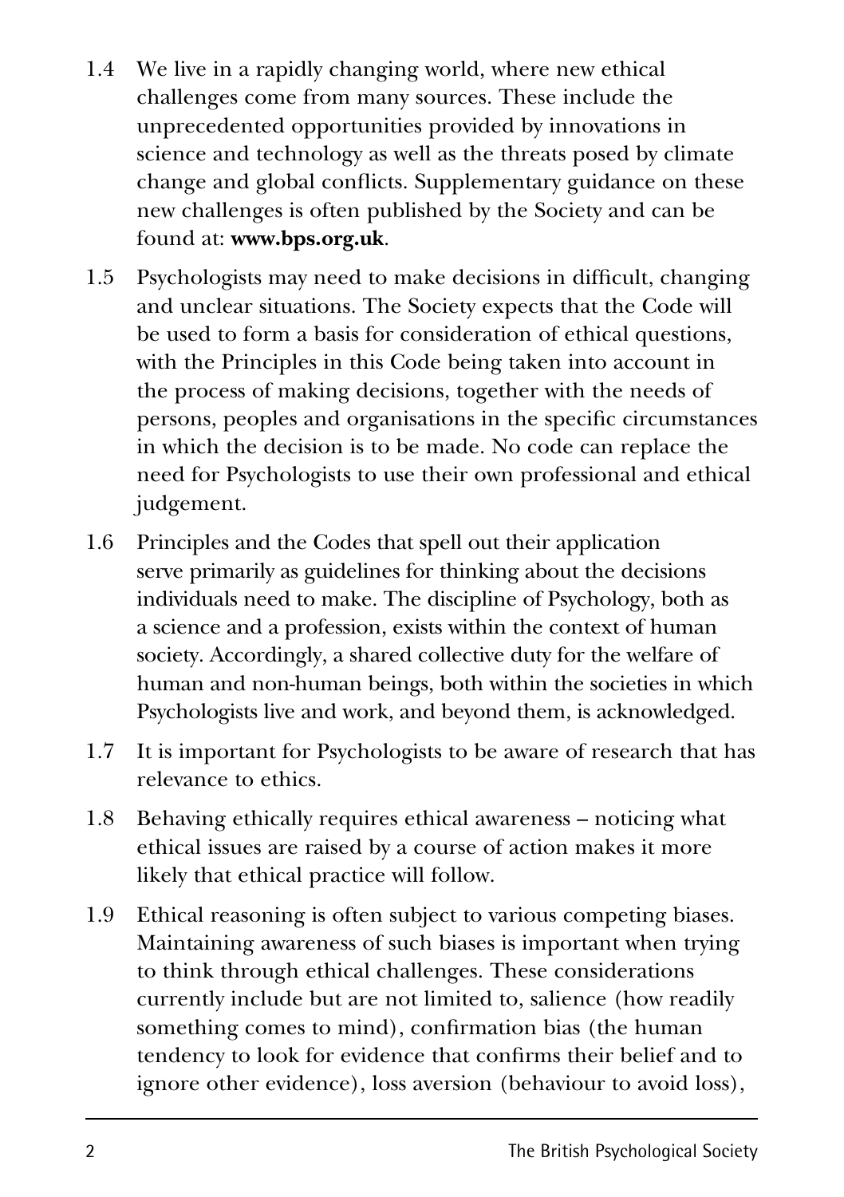1.4 We live in a rapidly changing world, where new ethical challenges come from many sources. These include the unprecedented opportunities provided by innovations in science and technology as well as the threats posed by climate change and global conflicts. Supplementary guidance on these new challenges is often published by the Society and can be found at: **www.bps.org.uk**.

1.5 Psychologists may need to make decisions in difficult, changing and unclear situations. The Society expects that the Code will be used to form a basis for consideration of ethical questions, with the Principles in this Code being taken into account in the process of making decisions, together with the needs of persons, peoples and organisations in the specific circumstances in which the decision is to be made. No code can replace the need for Psychologists to use their own professional and ethical judgement.

1.6 Principles and the Codes that spell out their application serve primarily as guidelines for thinking about the decisions individuals need to make. The discipline of Psychology, both as a science and a profession, exists within the context of human society. Accordingly, a shared collective duty for the welfare of human and non-human beings, both within the societies in which Psychologists live and work, and beyond them, is acknowledged.

1.7 It is important for Psychologists to be aware of research that has relevance to ethics.

1.8 Behaving ethically requires ethical awareness – noticing what ethical issues are raised by a course of action makes it more likely that ethical practice will follow.

1.9 Ethical reasoning is often subject to various competing biases. Maintaining awareness of such biases is important when trying to think through ethical challenges. These considerations currently include but are not limited to, salience (how readily something comes to mind), confirmation bias (the human tendency to look for evidence that confirms their belief and to ignore other evidence), loss aversion (behaviour to avoid loss),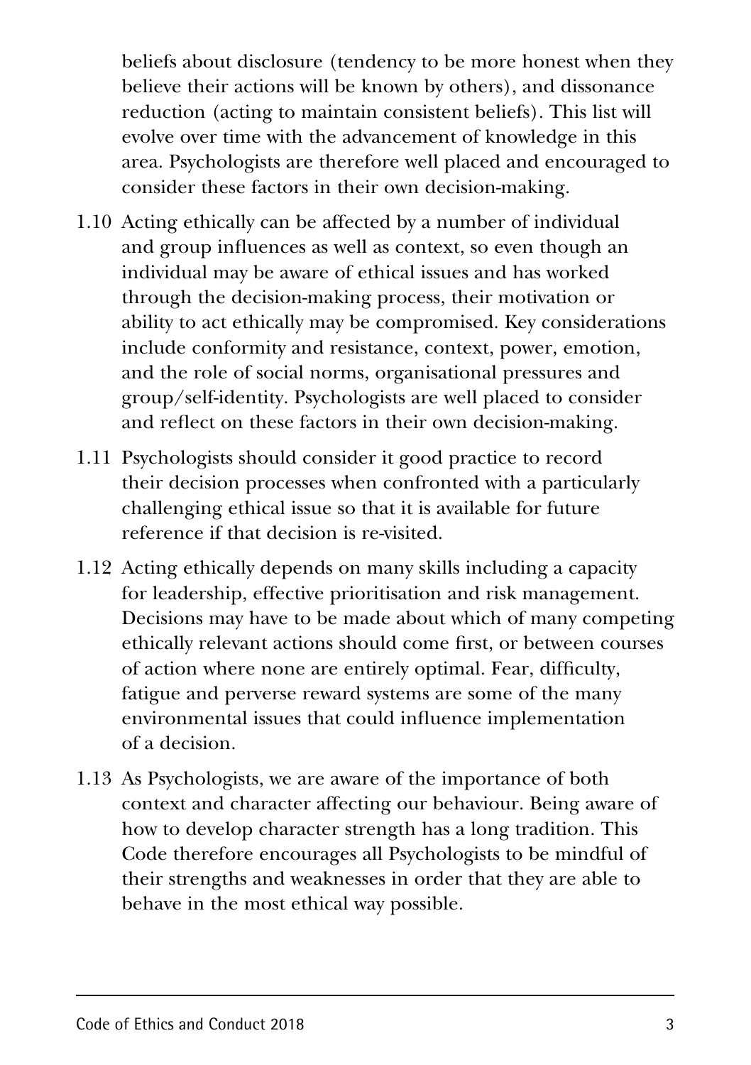beliefs about disclosure (tendency to be more honest when they believe their actions will be known by others), and dissonance reduction (acting to maintain consistent beliefs). This list will evolve over time with the advancement of knowledge in this area. Psychologists are therefore well placed and encouraged to consider these factors in their own decision-making.

1.10 Acting ethically can be affected by a number of individual and group influences as well as context, so even though an individual may be aware of ethical issues and has worked through the decision-making process, their motivation or ability to act ethically may be compromised. Key considerations include conformity and resistance, context, power, emotion, and the role of social norms, organisational pressures and group/self-identity. Psychologists are well placed to consider and reflect on these factors in their own decision-making.

1.11 Psychologists should consider it good practice to record their decision processes when confronted with a particularly challenging ethical issue so that it is available for future reference if that decision is re-visited.

1.12 Acting ethically depends on many skills including a capacity for leadership, effective prioritisation and risk management. Decisions may have to be made about which of many competing ethically relevant actions should come first, or between courses of action where none are entirely optimal. Fear, difficulty, fatigue and perverse reward systems are some of the many environmental issues that could influence implementation of a decision.

1.13 As Psychologists, we are aware of the importance of both context and character affecting our behaviour. Being aware of how to develop character strength has a long tradition. This Code therefore encourages all Psychologists to be mindful of their strengths and weaknesses in order that they are able to behave in the most ethical way possible.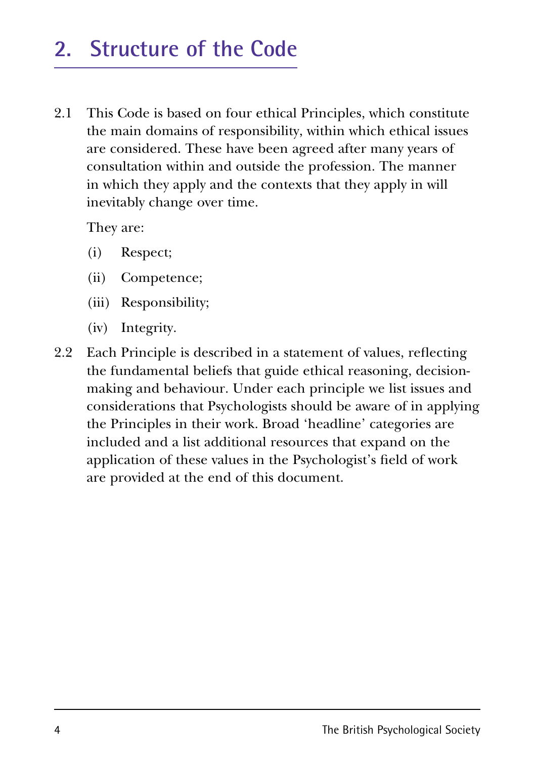# 2. Structure of the Code

2.1 This Code is based on four ethical Principles, which constitute the main domains of responsibility, within which ethical issues are considered. These have been agreed after many years of consultation within and outside the profession. The manner in which they apply and the contexts that they apply in will inevitably change over time.

They are:

(i) Respect;

(ii) Competence;

(iii) Responsibility;

(iv) Integrity.

2.2 Each Principle is described in a statement of values, reflecting the fundamental beliefs that guide ethical reasoning, decision-making and behaviour. Under each principle we list issues and considerations that Psychologists should be aware of in applying the Principles in their work. Broad 'headline' categories are included and a list additional resources that expand on the application of these values in the Psychologist's field of work are provided at the end of this document.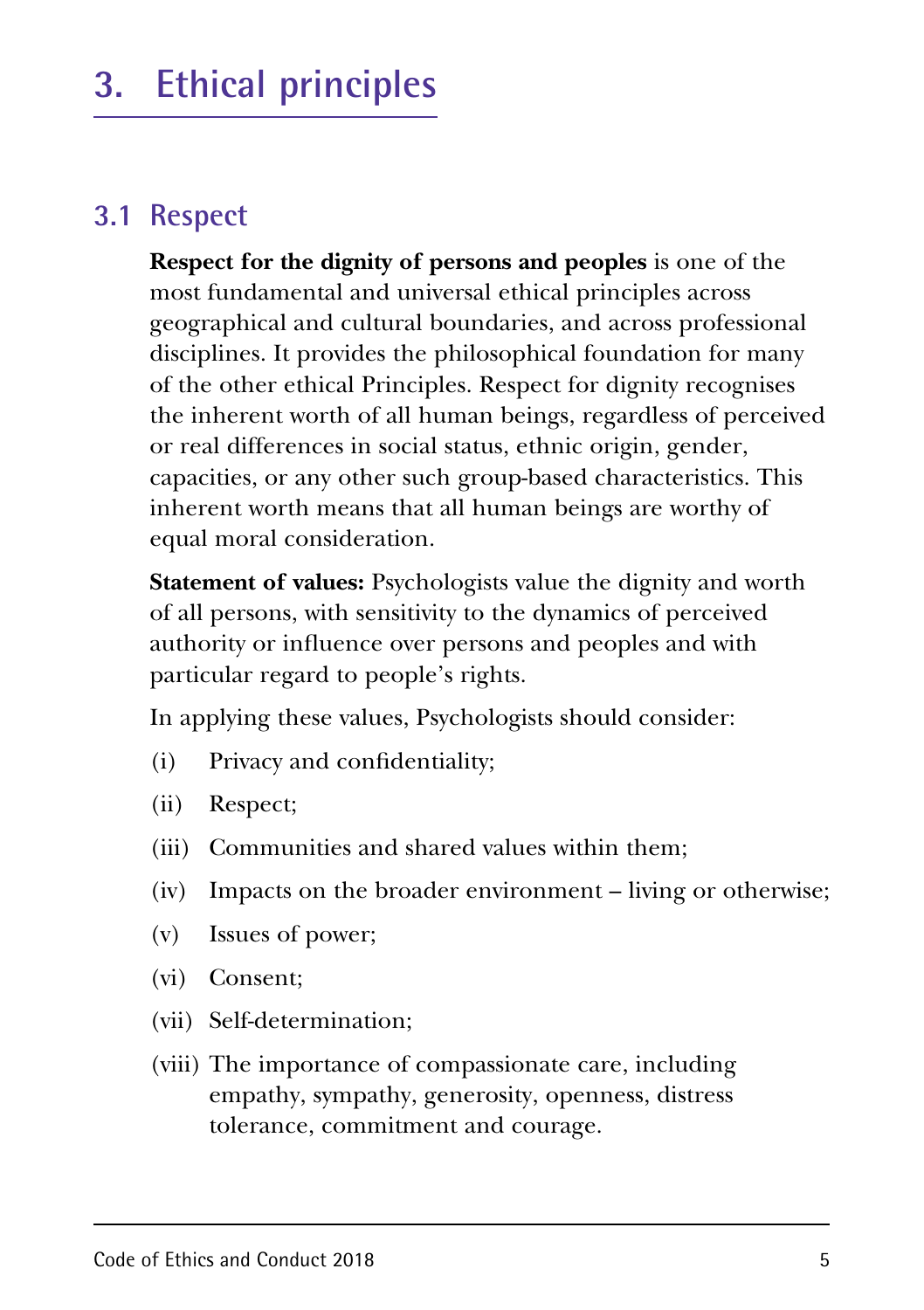# 3. Ethical principles

## 3.1 Respect

**Respect for the dignity of persons and peoples** is one of the most fundamental and universal ethical principles across geographical and cultural boundaries, and across professional disciplines. It provides the philosophical foundation for many of the other ethical Principles. Respect for dignity recognises the inherent worth of all human beings, regardless of perceived or real differences in social status, ethnic origin, gender, capacities, or any other such group-based characteristics. This inherent worth means that all human beings are worthy of equal moral consideration.

**Statement of values:** Psychologists value the dignity and worth of all persons, with sensitivity to the dynamics of perceived authority or influence over persons and peoples and with particular regard to people's rights.

In applying these values, Psychologists should consider:

(i) Privacy and confidentiality;

(ii) Respect;

(iii) Communities and shared values within them;

(iv) Impacts on the broader environment – living or otherwise;

(v) Issues of power;

(vi) Consent;

(vii) Self-determination;

(viii) The importance of compassionate care, including empathy, sympathy, generosity, openness, distress tolerance, commitment and courage.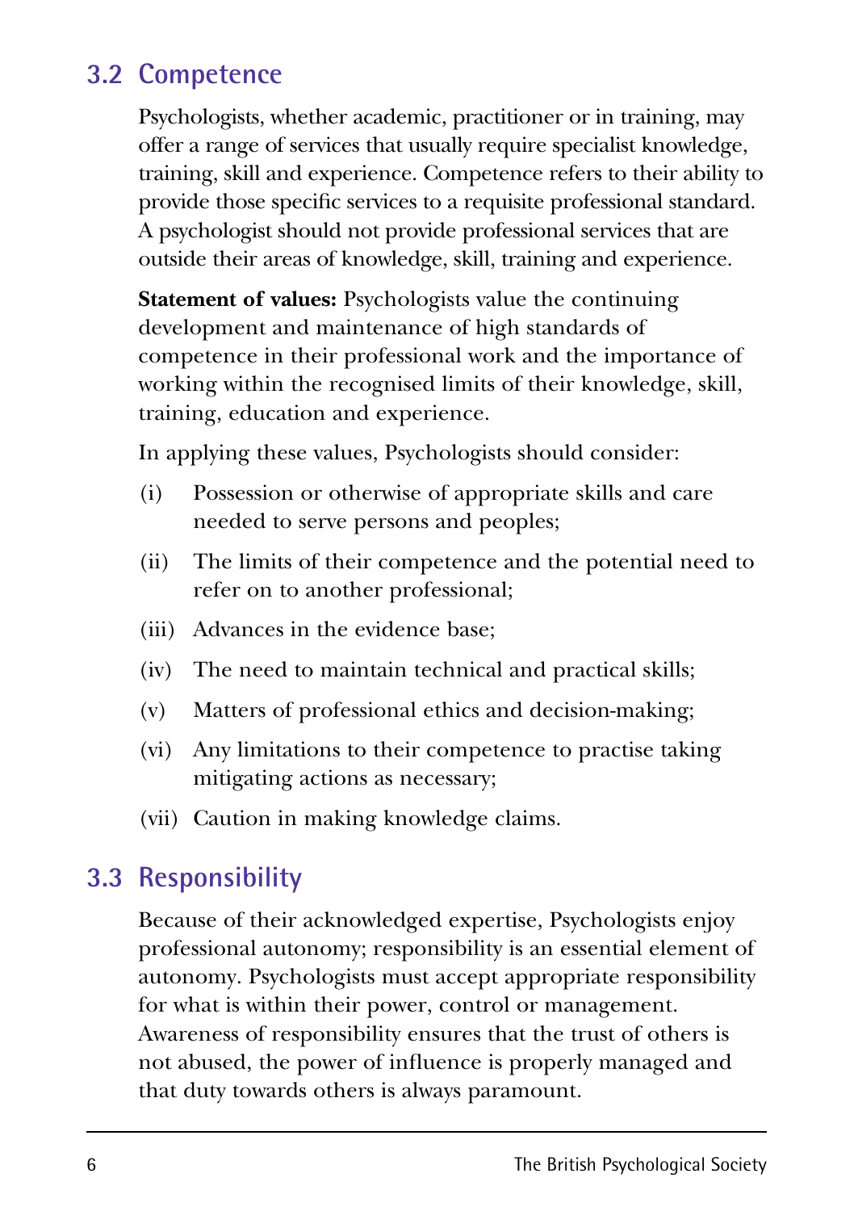## 3.2 Competence

Psychologists, whether academic, practitioner or in training, may offer a range of services that usually require specialist knowledge, training, skill and experience. Competence refers to their ability to provide those specific services to a requisite professional standard. A psychologist should not provide professional services that are outside their areas of knowledge, skill, training and experience.

**Statement of values:** Psychologists value the continuing development and maintenance of high standards of competence in their professional work and the importance of working within the recognised limits of their knowledge, skill, training, education and experience.

In applying these values, Psychologists should consider:

(i) Possession or otherwise of appropriate skills and care needed to serve persons and peoples;

(ii) The limits of their competence and the potential need to refer on to another professional;

(iii) Advances in the evidence base;

(iv) The need to maintain technical and practical skills;

(v) Matters of professional ethics and decision-making;

(vi) Any limitations to their competence to practise taking mitigating actions as necessary;

(vii) Caution in making knowledge claims.

## 3.3 Responsibility

Because of their acknowledged expertise, Psychologists enjoy professional autonomy; responsibility is an essential element of autonomy. Psychologists must accept appropriate responsibility for what is within their power, control or management. Awareness of responsibility ensures that the trust of others is not abused, the power of influence is properly managed and that duty towards others is always paramount.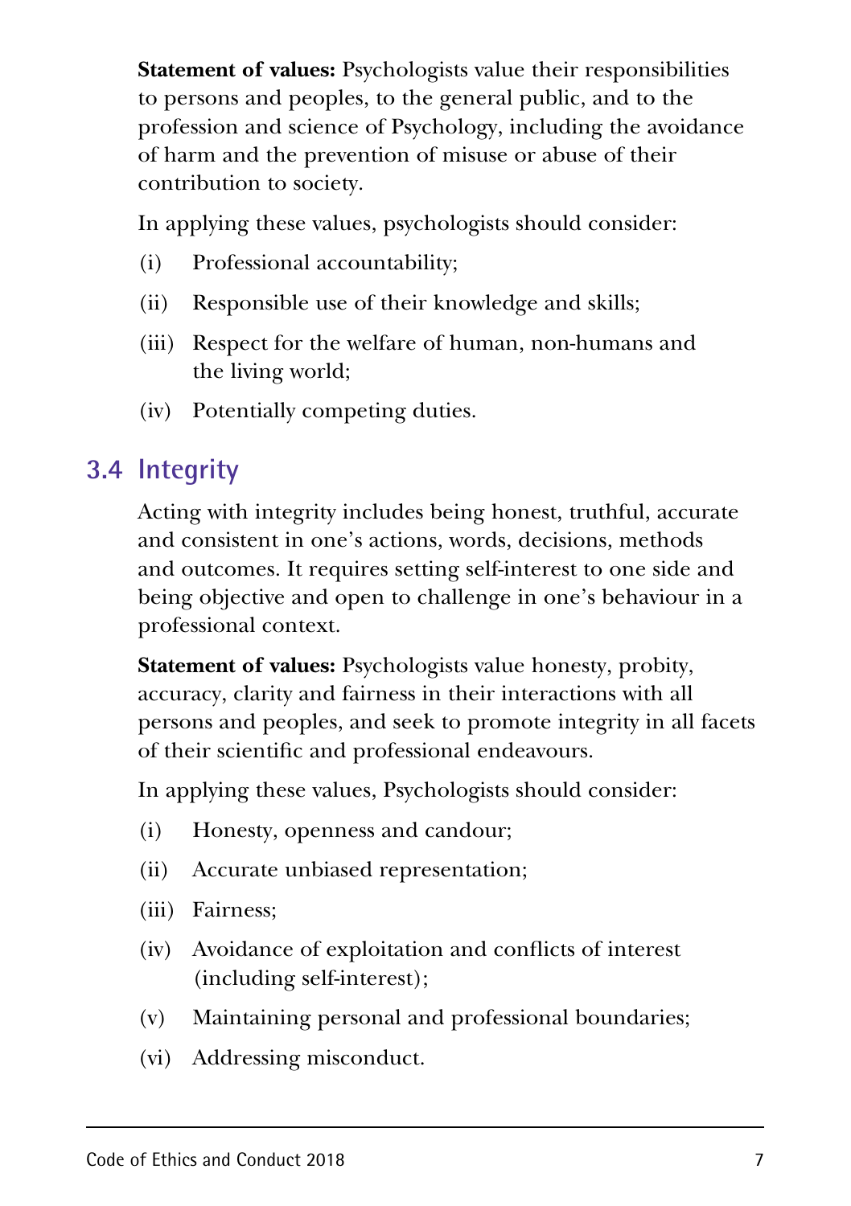**Statement of values:** Psychologists value their responsibilities to persons and peoples, to the general public, and to the profession and science of Psychology, including the avoidance of harm and the prevention of misuse or abuse of their contribution to society.

In applying these values, psychologists should consider:

(i) Professional accountability;

(ii) Responsible use of their knowledge and skills;

(iii) Respect for the welfare of human, non-humans and the living world;

(iv) Potentially competing duties.

## 3.4 Integrity

Acting with integrity includes being honest, truthful, accurate and consistent in one's actions, words, decisions, methods and outcomes. It requires setting self-interest to one side and being objective and open to challenge in one's behaviour in a professional context.

**Statement of values:** Psychologists value honesty, probity, accuracy, clarity and fairness in their interactions with all persons and peoples, and seek to promote integrity in all facets of their scientific and professional endeavours.

In applying these values, Psychologists should consider:

(i) Honesty, openness and candour;

(ii) Accurate unbiased representation;

(iii) Fairness;

(iv) Avoidance of exploitation and conflicts of interest (including self-interest);

(v) Maintaining personal and professional boundaries;

(vi) Addressing misconduct.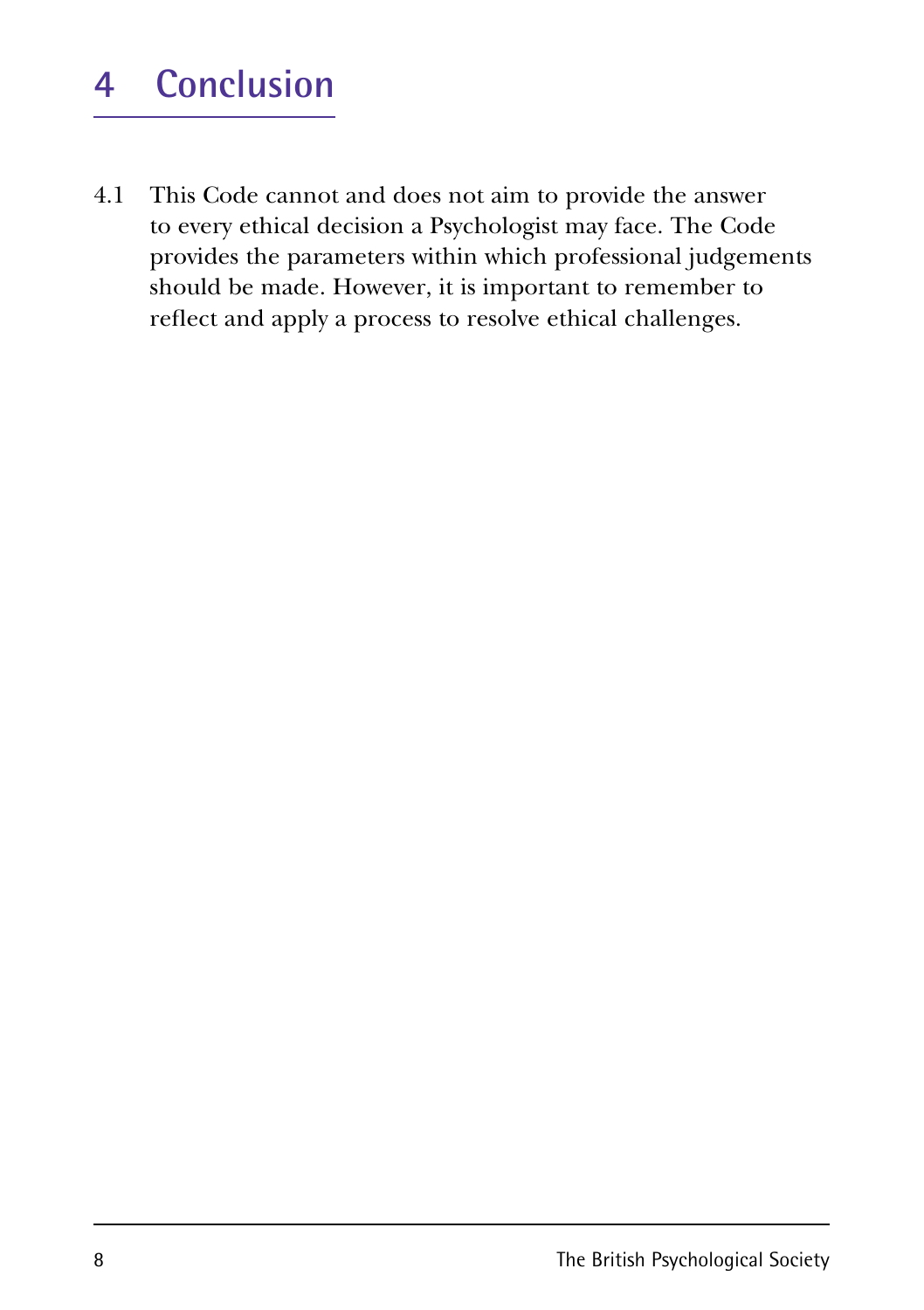# 4 Conclusion

4.1 This Code cannot and does not aim to provide the answer to every ethical decision a Psychologist may face. The Code provides the parameters within which professional judgements should be made. However, it is important to remember to reflect and apply a process to resolve ethical challenges.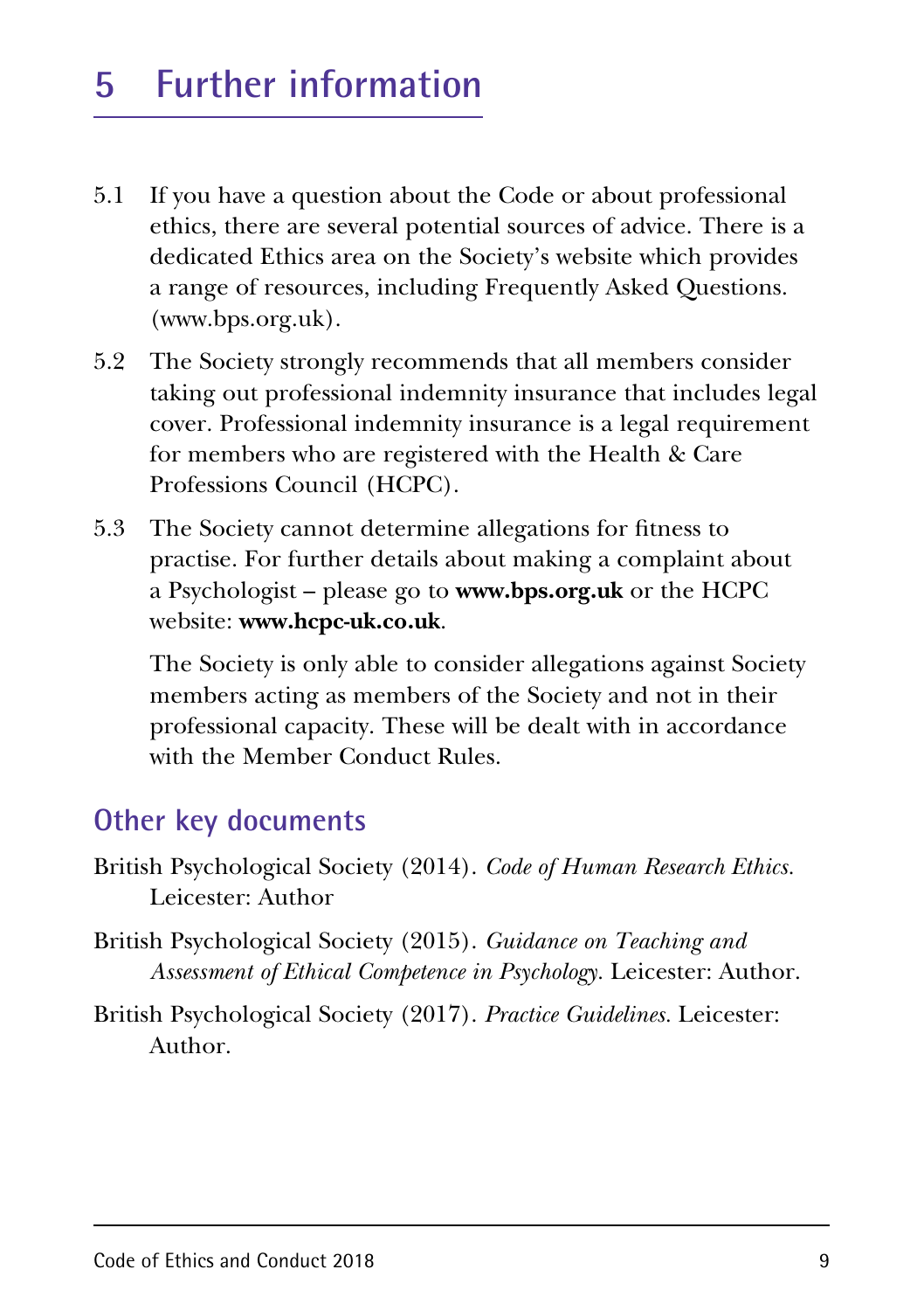# 5 Further information

5.1 If you have a question about the Code or about professional ethics, there are several potential sources of advice. There is a dedicated Ethics area on the Society's website which provides a range of resources, including Frequently Asked Questions. (www.bps.org.uk).

5.2 The Society strongly recommends that all members consider taking out professional indemnity insurance that includes legal cover. Professional indemnity insurance is a legal requirement for members who are registered with the Health & Care Professions Council (HCPC).

5.3 The Society cannot determine allegations for fitness to practise. For further details about making a complaint about a Psychologist – please go to **www.bps.org.uk** or the HCPC website: **www.hcpc-uk.co.uk**.

The Society is only able to consider allegations against Society members acting as members of the Society and not in their professional capacity. These will be dealt with in accordance with the Member Conduct Rules.

## Other key documents

British Psychological Society (2014). *Code of Human Research Ethics.* Leicester: Author

British Psychological Society (2015). *Guidance on Teaching and Assessment of Ethical Competence in Psychology.* Leicester: Author.

British Psychological Society (2017). *Practice Guidelines.* Leicester: Author.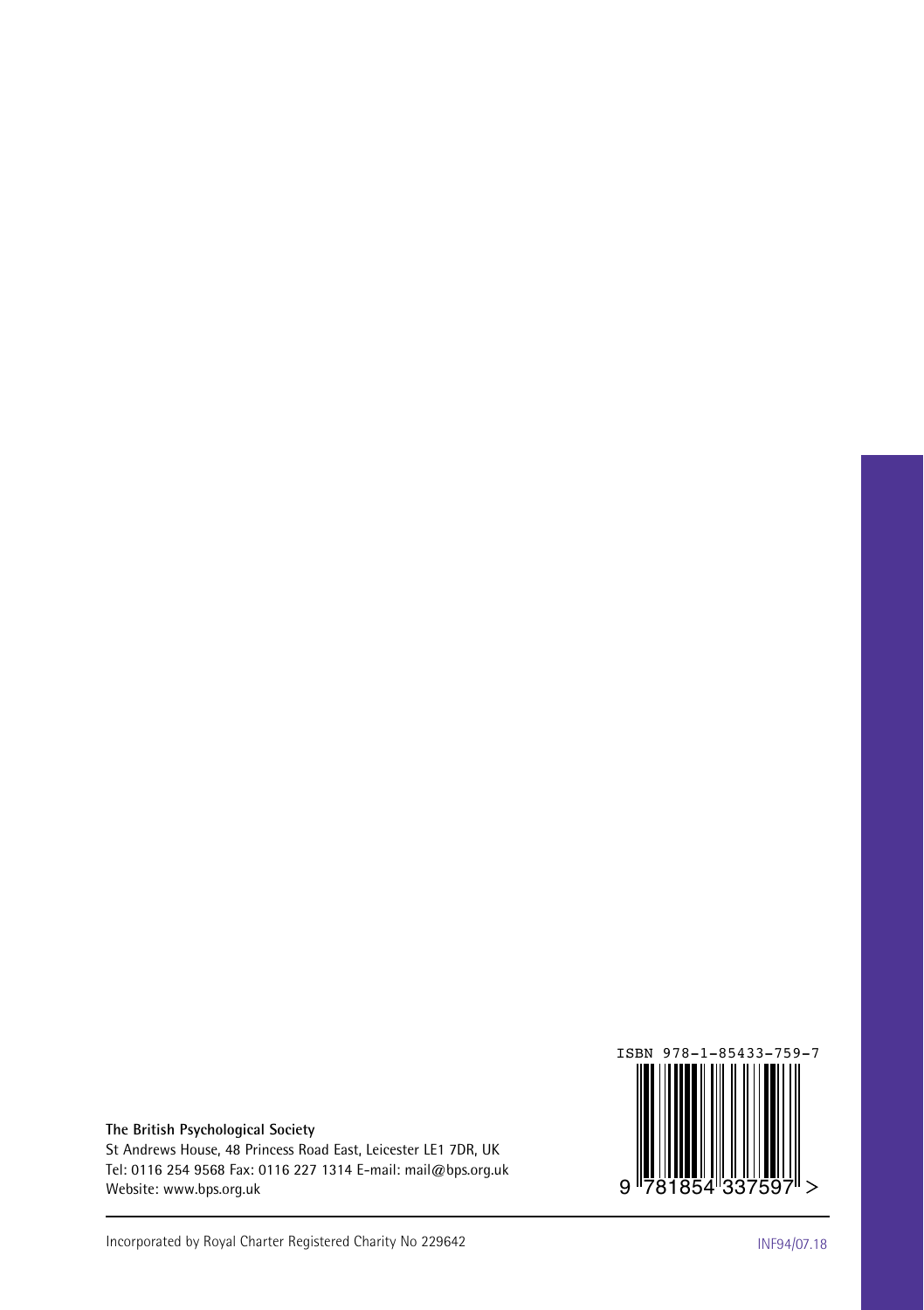**The British Psychological Society**
St Andrews House, 48 Princess Road East, Leicester LE1 7DR, UK
Tel: 0116 254 9568 Fax: 0116 227 1314 E-mail: mail@bps.org.uk
Website: www.bps.org.uk

ISBN 978-1-85433-759-7

Incorporated by Royal Charter Registered Charity No 229642

INF94/07.18